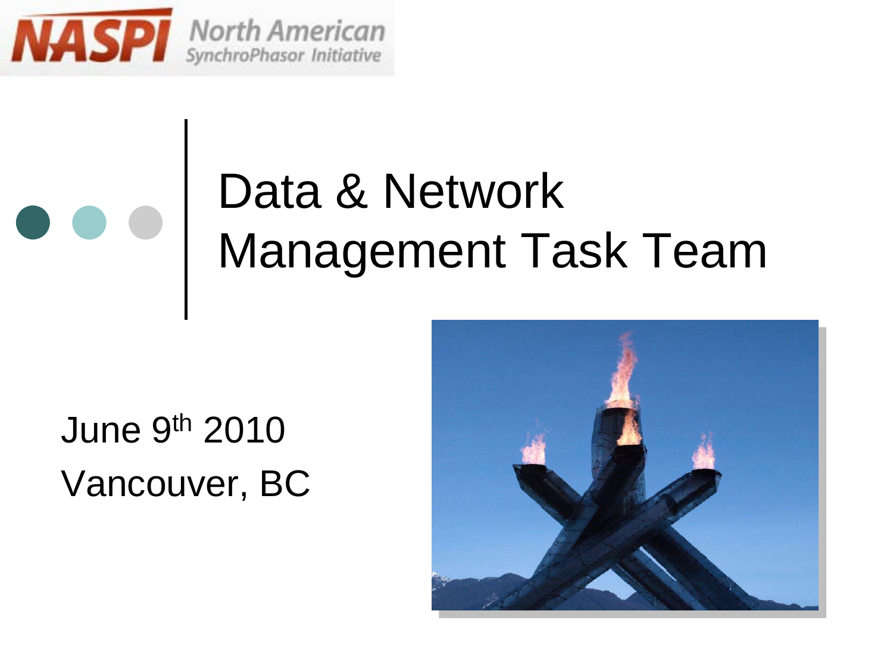NASPI North American SynchroPhasor Initiative

# Data & Network Management Task Team

June 9th 2010

Vancouver, BC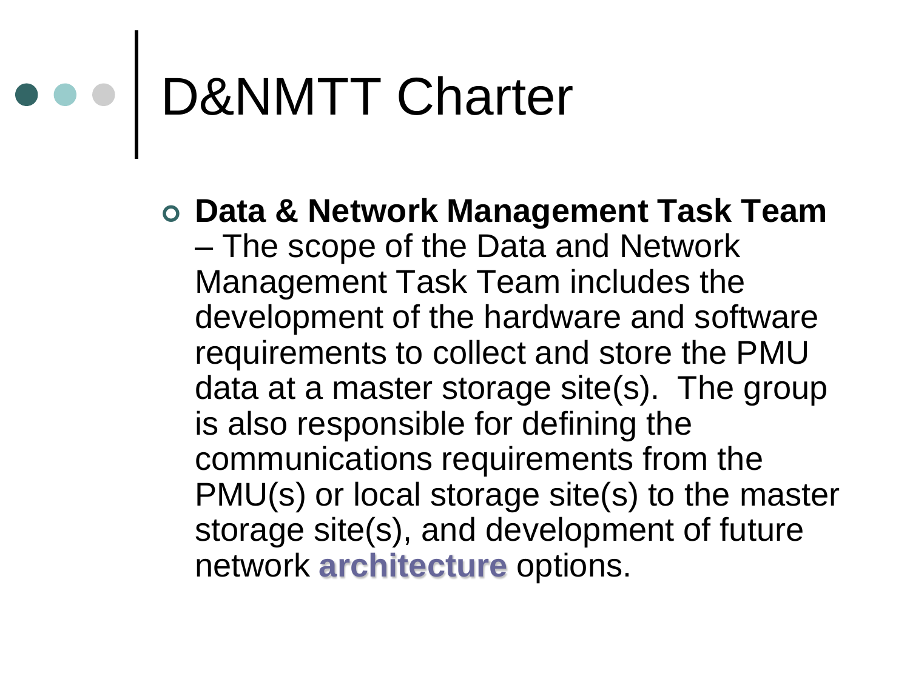# D&NMTT Charter

- **Data & Network Management Task Team** – The scope of the Data and Network Management Task Team includes the development of the hardware and software requirements to collect and store the PMU data at a master storage site(s). The group is also responsible for defining the communications requirements from the PMU(s) or local storage site(s) to the master storage site(s), and development of future network **architecture** options.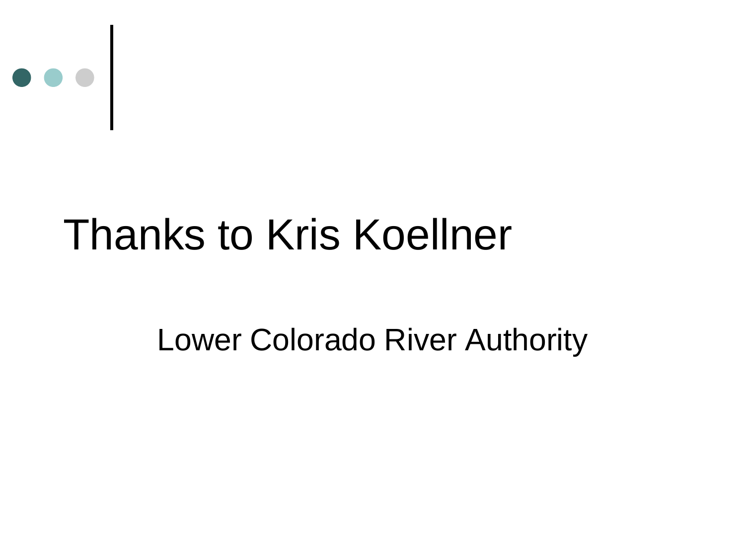# Thanks to Kris Koellner

Lower Colorado River Authority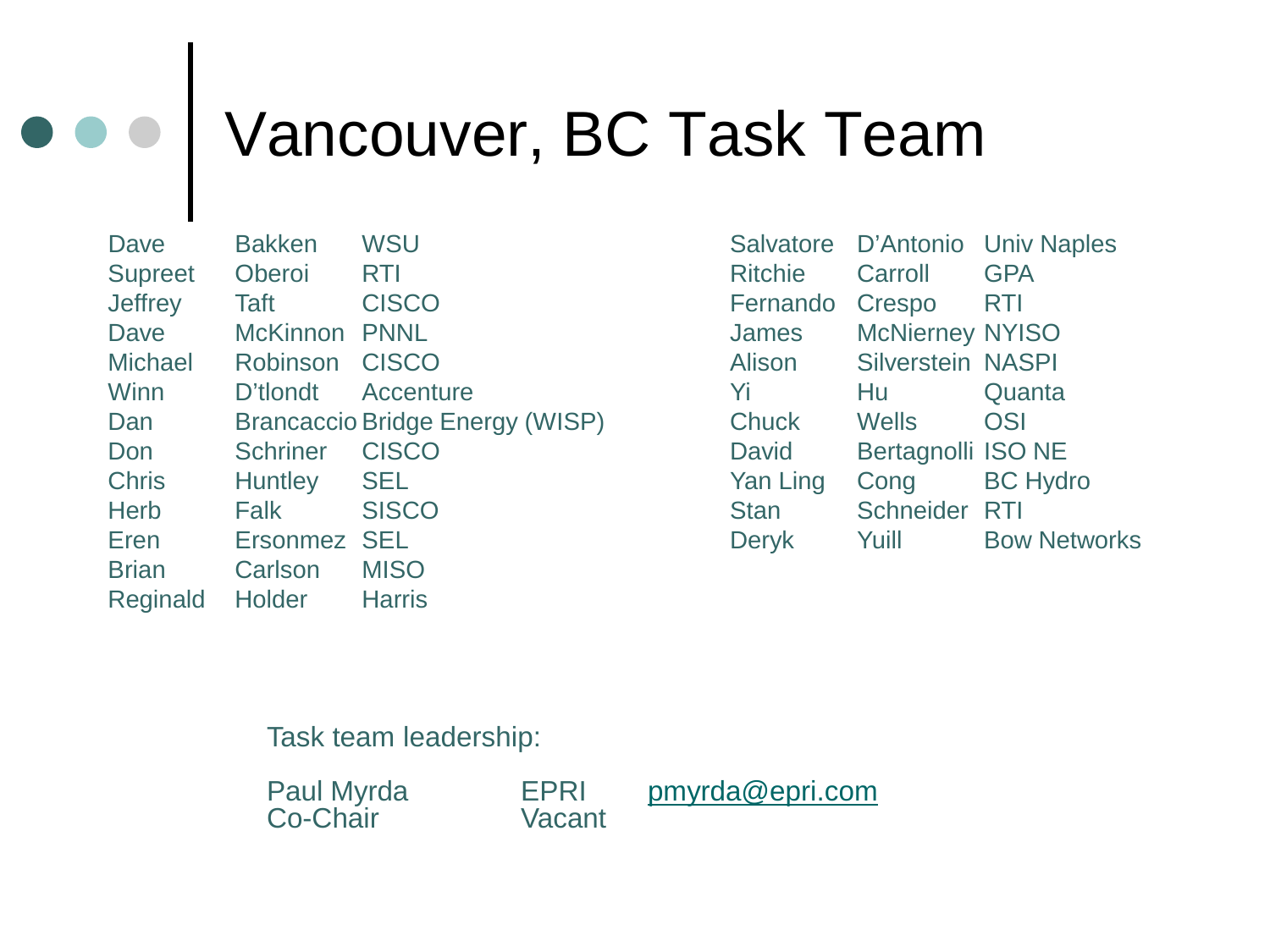# Vancouver, BC Task Team

| | | |
|---|---|---|
| Dave | Bakken | WSU |
| Supreet | Oberoi | RTI |
| Jeffrey | Taft | CISCO |
| Dave | McKinnon | PNNL |
| Michael | Robinson | CISCO |
| Winn | D'tlondt | Accenture |
| Dan | Brancaccio | Bridge Energy (WISP) |
| Don | Schriner | CISCO |
| Chris | Huntley | SEL |
| Herb | Falk | SISCO |
| Eren | Ersonmez | SEL |
| Brian | Carlson | MISO |
| Reginald | Holder | Harris |
| Salvatore | D'Antonio | Univ Naples |
| Ritchie | Carroll | GPA |
| Fernando | Crespo | RTI |
| James | McNierney | NYISO |
| Alison | Silverstein | NASPI |
| Yi | Hu | Quanta |
| Chuck | Wells | OSI |
| David | Bertagnolli | ISO NE |
| Yan Ling | Cong | BC Hydro |
| Stan | Schneider | RTI |
| Deryk | Yuill | Bow Networks |

Task team leadership:

| | | |
|---|---|---|
| Paul Myrda | EPRI | pmyrda@epri.com |
| Co-Chair | Vacant | |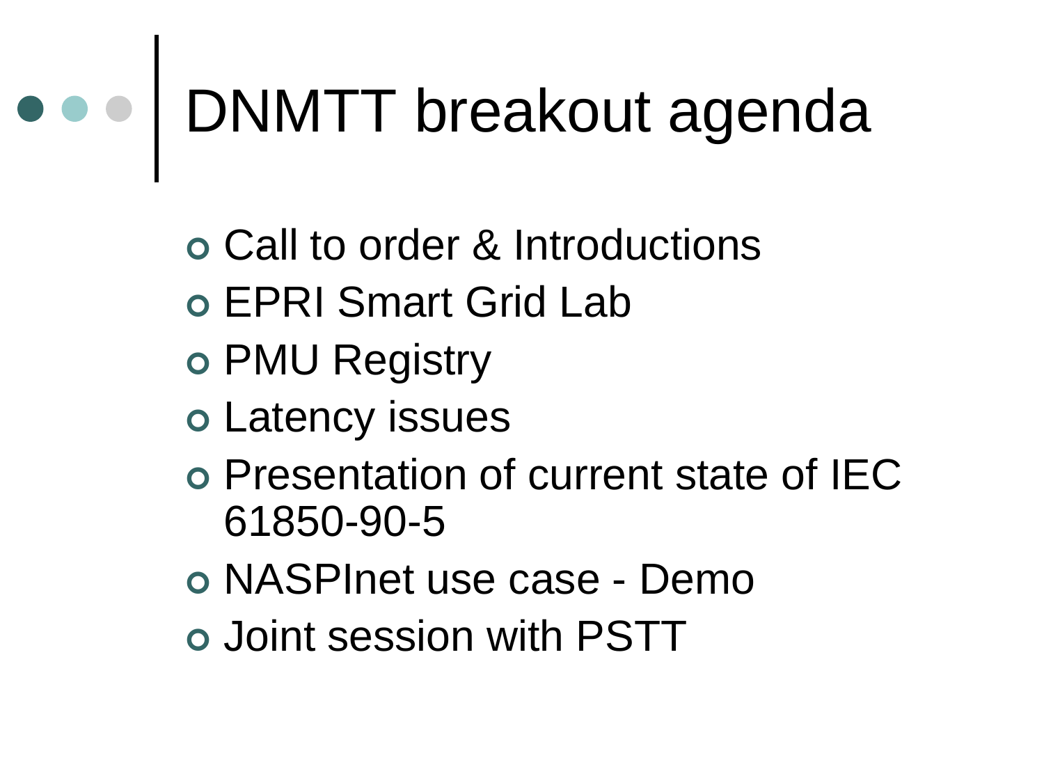# DNMTT breakout agenda

- Call to order & Introductions
- EPRI Smart Grid Lab
- PMU Registry
- Latency issues
- Presentation of current state of IEC 61850-90-5
- NASPInet use case - Demo
- Joint session with PSTT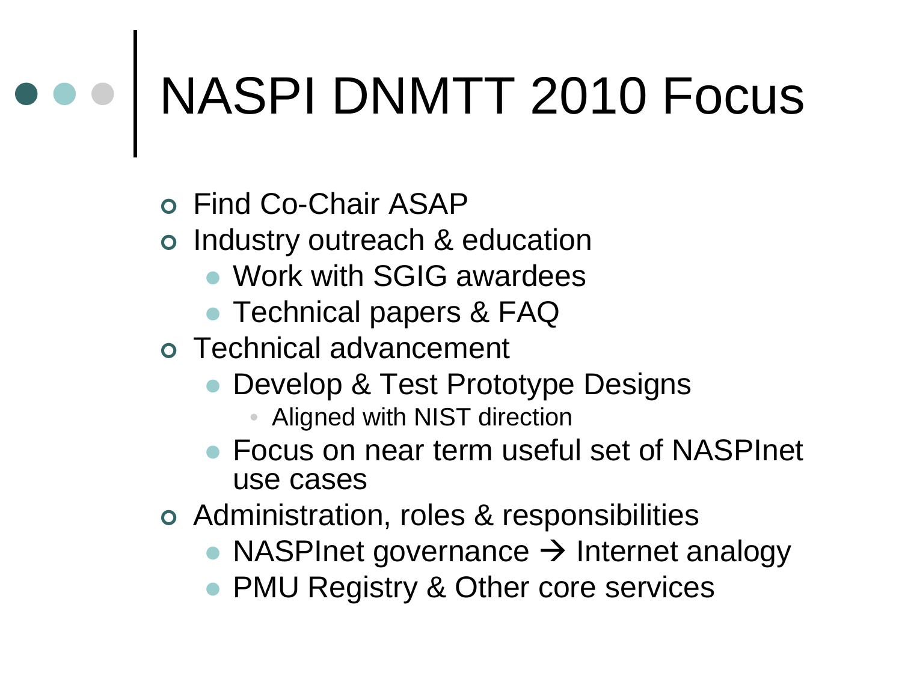# NASPI DNMTT 2010 Focus

- Find Co-Chair ASAP
- Industry outreach & education
  - Work with SGIG awardees
  - Technical papers & FAQ
- Technical advancement
  - Develop & Test Prototype Designs
    - Aligned with NIST direction
  - Focus on near term useful set of NASPInet use cases
- Administration, roles & responsibilities
  - NASPInet governance → Internet analogy
  - PMU Registry & Other core services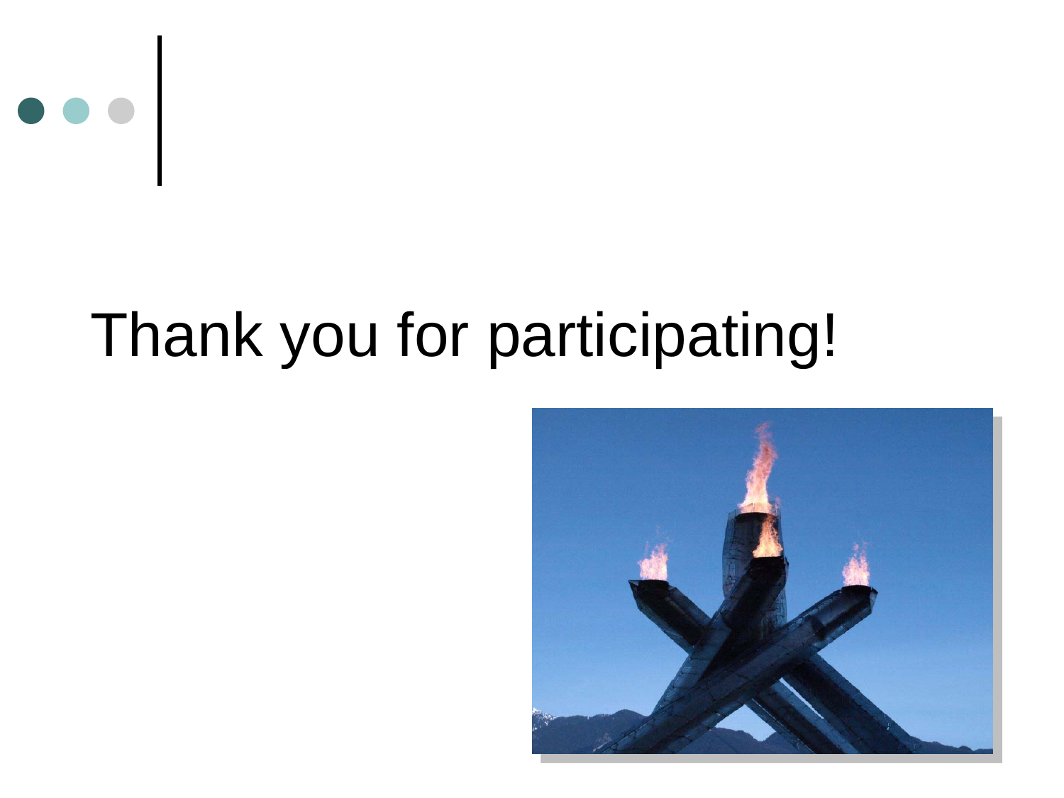# Thank you for participating!